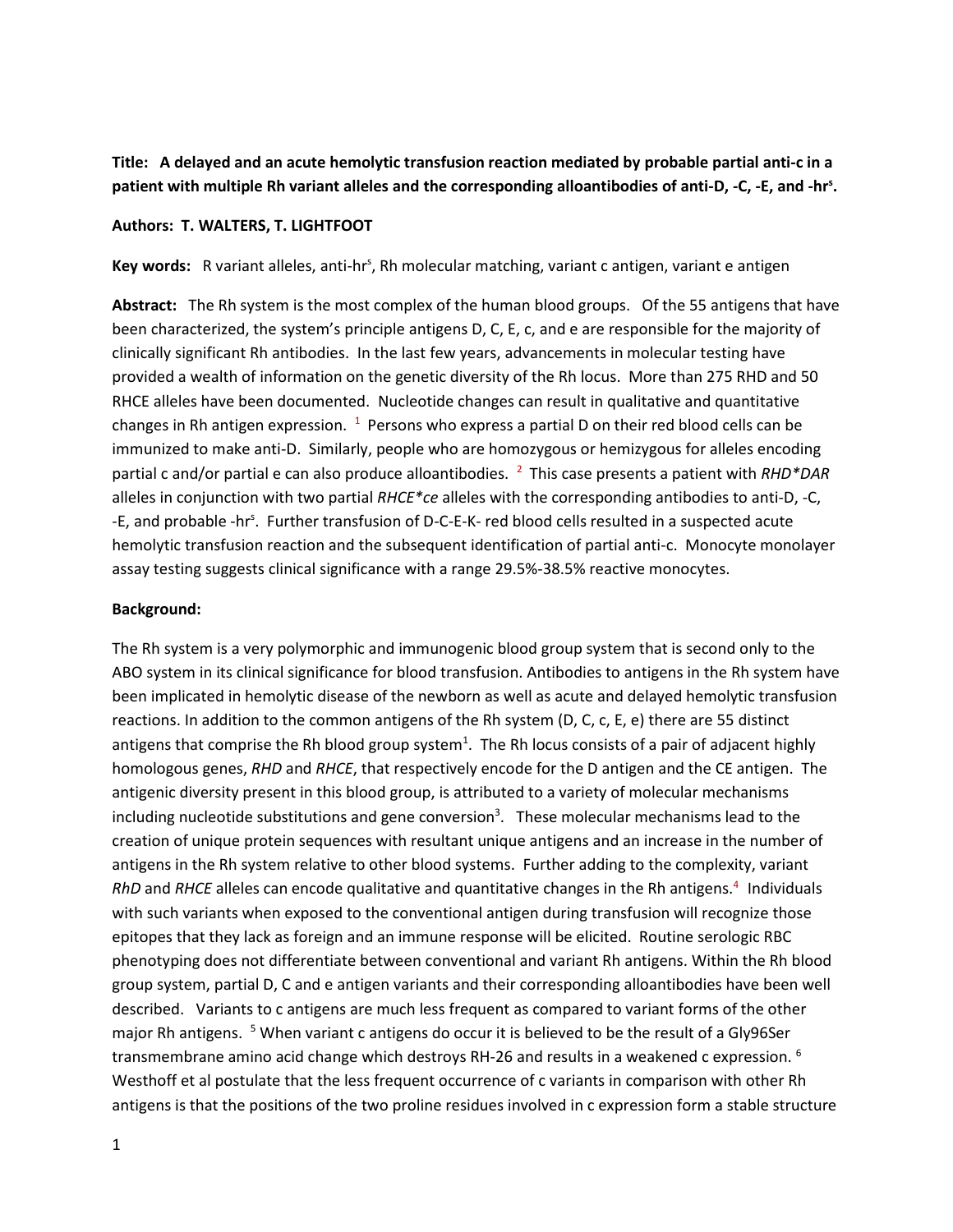**Title: A delayed and an acute hemolytic transfusion reaction mediated by probable partial anti-c in a patient with multiple Rh variant alleles and the corresponding alloantibodies of anti-D, -C, -E, and -hr$^{s}$.**

**Authors: T. WALTERS, T. LIGHTFOOT**

**Key words:** R variant alleles, anti-hr$^{s}$, Rh molecular matching, variant c antigen, variant e antigen

**Abstract:** The Rh system is the most complex of the human blood groups. Of the 55 antigens that have been characterized, the system's principle antigens D, C, E, c, and e are responsible for the majority of clinically significant Rh antibodies. In the last few years, advancements in molecular testing have provided a wealth of information on the genetic diversity of the Rh locus. More than 275 RHD and 50 RHCE alleles have been documented. Nucleotide changes can result in qualitative and quantitative changes in Rh antigen expression. [1] Persons who express a partial D on their red blood cells can be immunized to make anti-D. Similarly, people who are homozygous or hemizygous for alleles encoding partial c and/or partial e can also produce alloantibodies. [2] This case presents a patient with *RHD*DAR* alleles in conjunction with two partial *RHCE*ce* alleles with the corresponding antibodies to anti-D, -C, -E, and probable -hr$^{s}$. Further transfusion of D-C-E-K- red blood cells resulted in a suspected acute hemolytic transfusion reaction and the subsequent identification of partial anti-c. Monocyte monolayer assay testing suggests clinical significance with a range 29.5%-38.5% reactive monocytes.

**Background:**

The Rh system is a very polymorphic and immunogenic blood group system that is second only to the ABO system in its clinical significance for blood transfusion. Antibodies to antigens in the Rh system have been implicated in hemolytic disease of the newborn as well as acute and delayed hemolytic transfusion reactions. In addition to the common antigens of the Rh system (D, C, c, E, e) there are 55 distinct antigens that comprise the Rh blood group system[1]. The Rh locus consists of a pair of adjacent highly homologous genes, *RHD* and *RHCE*, that respectively encode for the D antigen and the CE antigen. The antigenic diversity present in this blood group, is attributed to a variety of molecular mechanisms including nucleotide substitutions and gene conversion[3]. These molecular mechanisms lead to the creation of unique protein sequences with resultant unique antigens and an increase in the number of antigens in the Rh system relative to other blood systems. Further adding to the complexity, variant *RhD* and *RHCE* alleles can encode qualitative and quantitative changes in the Rh antigens.[4] Individuals with such variants when exposed to the conventional antigen during transfusion will recognize those epitopes that they lack as foreign and an immune response will be elicited. Routine serologic RBC phenotyping does not differentiate between conventional and variant Rh antigens. Within the Rh blood group system, partial D, C and e antigen variants and their corresponding alloantibodies have been well described. Variants to c antigens are much less frequent as compared to variant forms of the other major Rh antigens. [5] When variant c antigens do occur it is believed to be the result of a Gly96Ser transmembrane amino acid change which destroys RH-26 and results in a weakened c expression. [6] Westhoff et al postulate that the less frequent occurrence of c variants in comparison with other Rh antigens is that the positions of the two proline residues involved in c expression form a stable structure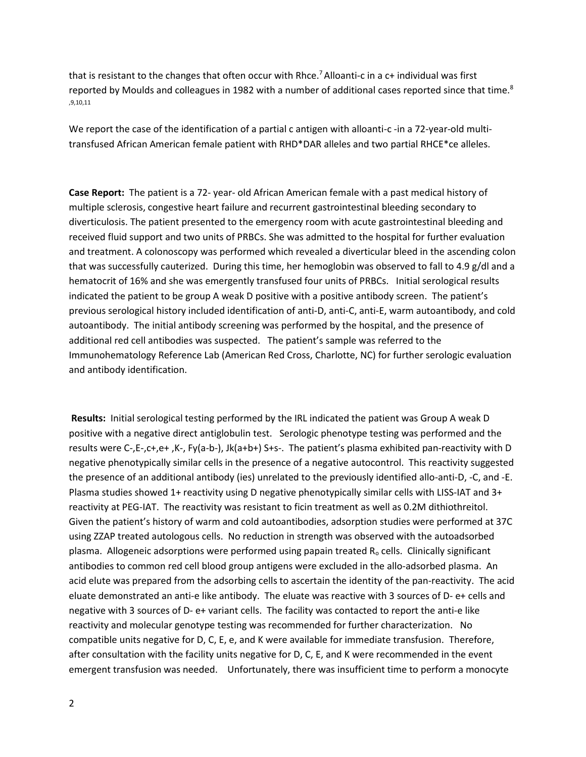that is resistant to the changes that often occur with Rhce.[7] Alloanti-c in a c+ individual was first reported by Moulds and colleagues in 1982 with a number of additional cases reported since that time.[8,9,10,11]

We report the case of the identification of a partial c antigen with alloanti-c -in a 72-year-old multi-transfused African American female patient with RHD*DAR alleles and two partial RHCE*ce alleles.

**Case Report:** The patient is a 72- year- old African American female with a past medical history of multiple sclerosis, congestive heart failure and recurrent gastrointestinal bleeding secondary to diverticulosis. The patient presented to the emergency room with acute gastrointestinal bleeding and received fluid support and two units of PRBCs. She was admitted to the hospital for further evaluation and treatment. A colonoscopy was performed which revealed a diverticular bleed in the ascending colon that was successfully cauterized. During this time, her hemoglobin was observed to fall to 4.9 g/dl and a hematocrit of 16% and she was emergently transfused four units of PRBCs. Initial serological results indicated the patient to be group A weak D positive with a positive antibody screen. The patient's previous serological history included identification of anti-D, anti-C, anti-E, warm autoantibody, and cold autoantibody. The initial antibody screening was performed by the hospital, and the presence of additional red cell antibodies was suspected. The patient's sample was referred to the Immunohematology Reference Lab (American Red Cross, Charlotte, NC) for further serologic evaluation and antibody identification.

**Results:** Initial serological testing performed by the IRL indicated the patient was Group A weak D positive with a negative direct antiglobulin test. Serologic phenotype testing was performed and the results were C-,E-,c+,e+ ,K-, Fy(a-b-), Jk(a+b+) S+s-. The patient's plasma exhibited pan-reactivity with D negative phenotypically similar cells in the presence of a negative autocontrol. This reactivity suggested the presence of an additional antibody (ies) unrelated to the previously identified allo-anti-D, -C, and -E. Plasma studies showed 1+ reactivity using D negative phenotypically similar cells with LISS-IAT and 3+ reactivity at PEG-IAT. The reactivity was resistant to ficin treatment as well as 0.2M dithiothreitol. Given the patient's history of warm and cold autoantibodies, adsorption studies were performed at 37C using ZZAP treated autologous cells. No reduction in strength was observed with the autoadsorbed plasma. Allogeneic adsorptions were performed using papain treated $R_o$ cells. Clinically significant antibodies to common red cell blood group antigens were excluded in the allo-adsorbed plasma. An acid elute was prepared from the adsorbing cells to ascertain the identity of the pan-reactivity. The acid eluate demonstrated an anti-e like antibody. The eluate was reactive with 3 sources of D- e+ cells and negative with 3 sources of D- e+ variant cells. The facility was contacted to report the anti-e like reactivity and molecular genotype testing was recommended for further characterization. No compatible units negative for D, C, E, e, and K were available for immediate transfusion. Therefore, after consultation with the facility units negative for D, C, E, and K were recommended in the event emergent transfusion was needed. Unfortunately, there was insufficient time to perform a monocyte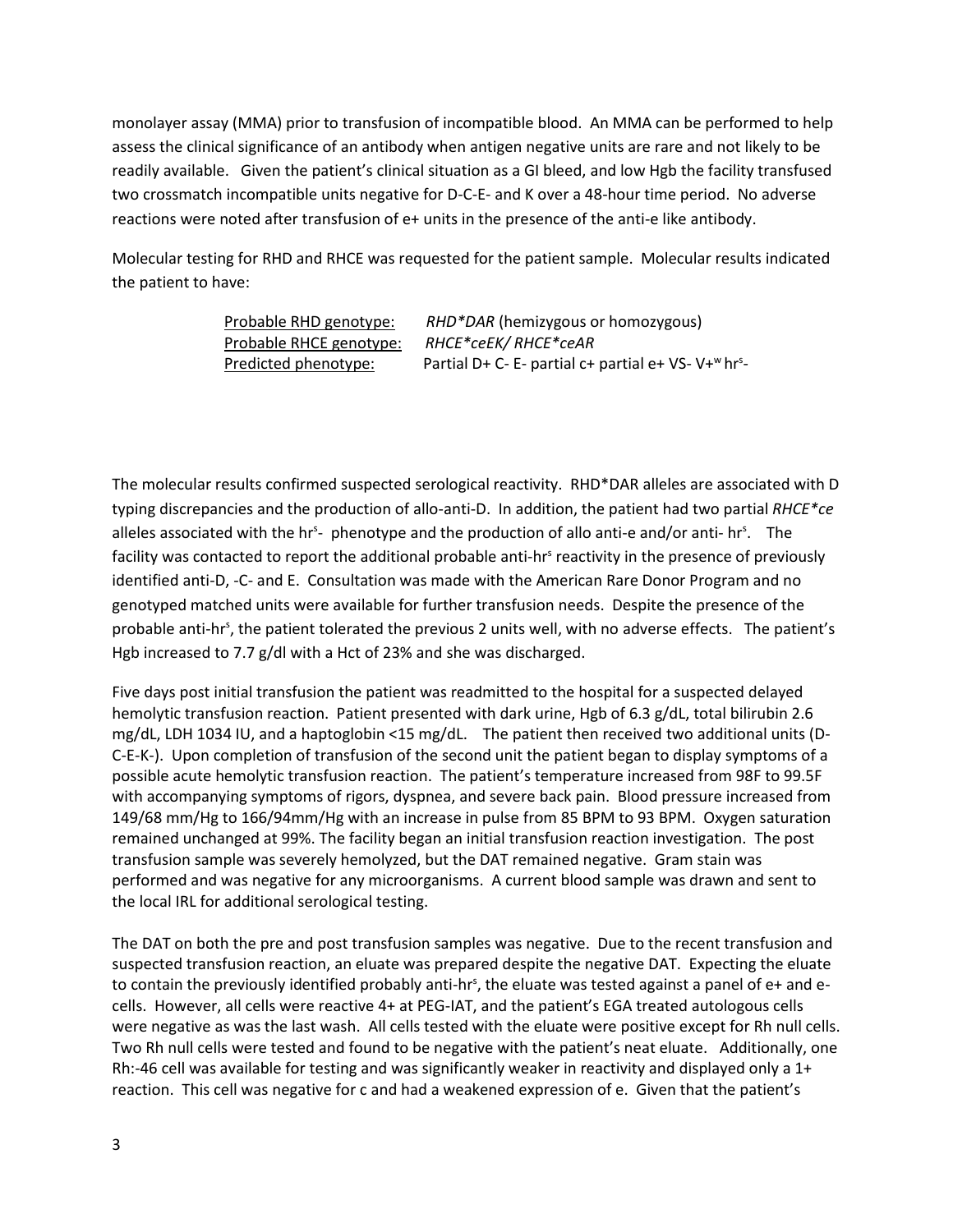monolayer assay (MMA) prior to transfusion of incompatible blood. An MMA can be performed to help assess the clinical significance of an antibody when antigen negative units are rare and not likely to be readily available. Given the patient's clinical situation as a GI bleed, and low Hgb the facility transfused two crossmatch incompatible units negative for D-C-E- and K over a 48-hour time period. No adverse reactions were noted after transfusion of e+ units in the presence of the anti-e like antibody.

Molecular testing for RHD and RHCE was requested for the patient sample. Molecular results indicated the patient to have:

| | |
|---|---|
| Probable RHD genotype: | *RHD\*DAR* (hemizygous or homozygous) |
| Probable RHCE genotype: | *RHCE\*ceEK/ RHCE\*ceAR* |
| Predicted phenotype: | Partial D+ C- E- partial c+ partial e+ VS- V+$^{w}$ hr$^{s}$- |

The molecular results confirmed suspected serological reactivity. RHD*DAR alleles are associated with D typing discrepancies and the production of allo-anti-D. In addition, the patient had two partial *RHCE\*ce* alleles associated with the hr$^{s}$- phenotype and the production of allo anti-e and/or anti- hr$^{s}$. The facility was contacted to report the additional probable anti-hr$^{s}$ reactivity in the presence of previously identified anti-D, -C- and E. Consultation was made with the American Rare Donor Program and no genotyped matched units were available for further transfusion needs. Despite the presence of the probable anti-hr$^{s}$, the patient tolerated the previous 2 units well, with no adverse effects. The patient's Hgb increased to 7.7 g/dl with a Hct of 23% and she was discharged.

Five days post initial transfusion the patient was readmitted to the hospital for a suspected delayed hemolytic transfusion reaction. Patient presented with dark urine, Hgb of 6.3 g/dL, total bilirubin 2.6 mg/dL, LDH 1034 IU, and a haptoglobin <15 mg/dL. The patient then received two additional units (D-C-E-K-). Upon completion of transfusion of the second unit the patient began to display symptoms of a possible acute hemolytic transfusion reaction. The patient's temperature increased from 98F to 99.5F with accompanying symptoms of rigors, dyspnea, and severe back pain. Blood pressure increased from 149/68 mm/Hg to 166/94mm/Hg with an increase in pulse from 85 BPM to 93 BPM. Oxygen saturation remained unchanged at 99%. The facility began an initial transfusion reaction investigation. The post transfusion sample was severely hemolyzed, but the DAT remained negative. Gram stain was performed and was negative for any microorganisms. A current blood sample was drawn and sent to the local IRL for additional serological testing.

The DAT on both the pre and post transfusion samples was negative. Due to the recent transfusion and suspected transfusion reaction, an eluate was prepared despite the negative DAT. Expecting the eluate to contain the previously identified probably anti-hr$^{s}$, the eluate was tested against a panel of e+ and e- cells. However, all cells were reactive 4+ at PEG-IAT, and the patient's EGA treated autologous cells were negative as was the last wash. All cells tested with the eluate were positive except for Rh null cells. Two Rh null cells were tested and found to be negative with the patient's neat eluate. Additionally, one Rh:-46 cell was available for testing and was significantly weaker in reactivity and displayed only a 1+ reaction. This cell was negative for c and had a weakened expression of e. Given that the patient's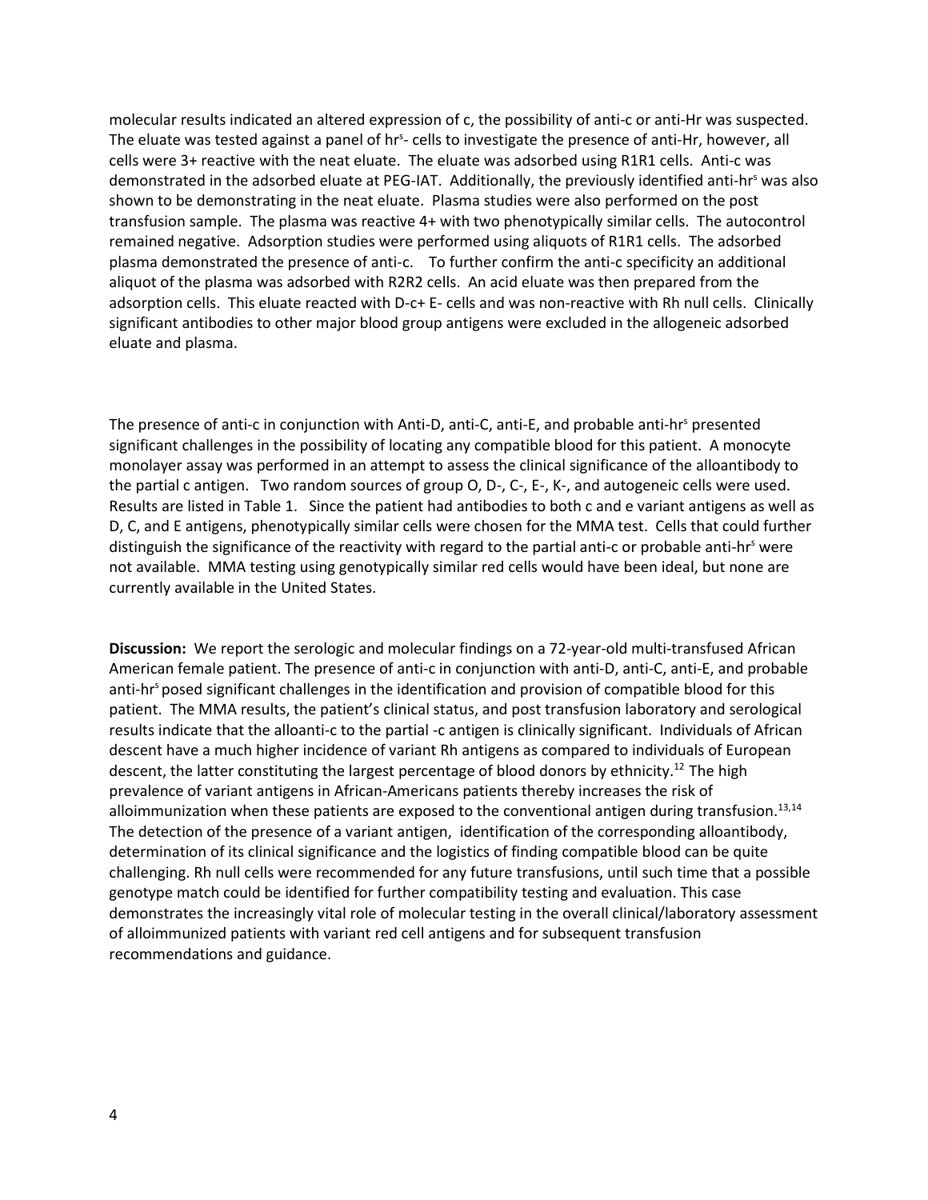molecular results indicated an altered expression of c, the possibility of anti-c or anti-Hr was suspected. The eluate was tested against a panel of $hr^s$- cells to investigate the presence of anti-Hr, however, all cells were 3+ reactive with the neat eluate. The eluate was adsorbed using R1R1 cells. Anti-c was demonstrated in the adsorbed eluate at PEG-IAT. Additionally, the previously identified anti-$hr^s$ was also shown to be demonstrating in the neat eluate. Plasma studies were also performed on the post transfusion sample. The plasma was reactive 4+ with two phenotypically similar cells. The autocontrol remained negative. Adsorption studies were performed using aliquots of R1R1 cells. The adsorbed plasma demonstrated the presence of anti-c. To further confirm the anti-c specificity an additional aliquot of the plasma was adsorbed with R2R2 cells. An acid eluate was then prepared from the adsorption cells. This eluate reacted with D-c+ E- cells and was non-reactive with Rh null cells. Clinically significant antibodies to other major blood group antigens were excluded in the allogeneic adsorbed eluate and plasma.

The presence of anti-c in conjunction with Anti-D, anti-C, anti-E, and probable anti-$hr^s$ presented significant challenges in the possibility of locating any compatible blood for this patient. A monocyte monolayer assay was performed in an attempt to assess the clinical significance of the alloantibody to the partial c antigen. Two random sources of group O, D-, C-, E-, K-, and autogeneic cells were used. Results are listed in Table 1. Since the patient had antibodies to both c and e variant antigens as well as D, C, and E antigens, phenotypically similar cells were chosen for the MMA test. Cells that could further distinguish the significance of the reactivity with regard to the partial anti-c or probable anti-$hr^s$ were not available. MMA testing using genotypically similar red cells would have been ideal, but none are currently available in the United States.

**Discussion:** We report the serologic and molecular findings on a 72-year-old multi-transfused African American female patient. The presence of anti-c in conjunction with anti-D, anti-C, anti-E, and probable anti-$hr^s$ posed significant challenges in the identification and provision of compatible blood for this patient. The MMA results, the patient's clinical status, and post transfusion laboratory and serological results indicate that the alloanti-c to the partial -c antigen is clinically significant. Individuals of African descent have a much higher incidence of variant Rh antigens as compared to individuals of European descent, the latter constituting the largest percentage of blood donors by ethnicity.[12] The high prevalence of variant antigens in African-Americans patients thereby increases the risk of alloimmunization when these patients are exposed to the conventional antigen during transfusion.[13,14] The detection of the presence of a variant antigen, identification of the corresponding alloantibody, determination of its clinical significance and the logistics of finding compatible blood can be quite challenging. Rh null cells were recommended for any future transfusions, until such time that a possible genotype match could be identified for further compatibility testing and evaluation. This case demonstrates the increasingly vital role of molecular testing in the overall clinical/laboratory assessment of alloimmunized patients with variant red cell antigens and for subsequent transfusion recommendations and guidance.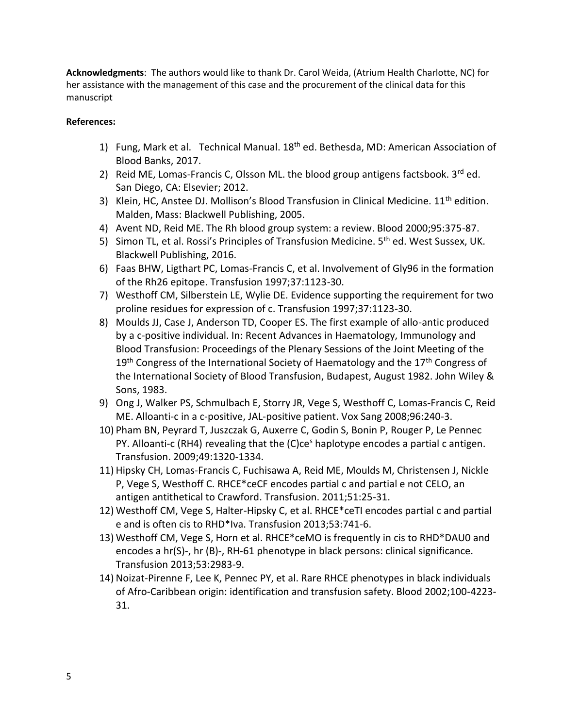**Acknowledgments**: The authors would like to thank Dr. Carol Weida, (Atrium Health Charlotte, NC) for her assistance with the management of this case and the procurement of the clinical data for this manuscript

**References:**

1) Fung, Mark et al. Technical Manual. 18th ed. Bethesda, MD: American Association of Blood Banks, 2017.
2) Reid ME, Lomas-Francis C, Olsson ML. the blood group antigens factsbook. 3rd ed. San Diego, CA: Elsevier; 2012.
3) Klein, HC, Anstee DJ. Mollison's Blood Transfusion in Clinical Medicine. 11th edition. Malden, Mass: Blackwell Publishing, 2005.
4) Avent ND, Reid ME. The Rh blood group system: a review. Blood 2000;95:375-87.
5) Simon TL, et al. Rossi's Principles of Transfusion Medicine. 5th ed. West Sussex, UK. Blackwell Publishing, 2016.
6) Faas BHW, Ligthart PC, Lomas-Francis C, et al. Involvement of Gly96 in the formation of the Rh26 epitope. Transfusion 1997;37:1123-30.
7) Westhoff CM, Silberstein LE, Wylie DE. Evidence supporting the requirement for two proline residues for expression of c. Transfusion 1997;37:1123-30.
8) Moulds JJ, Case J, Anderson TD, Cooper ES. The first example of allo-antic produced by a c-positive individual. In: Recent Advances in Haematology, Immunology and Blood Transfusion: Proceedings of the Plenary Sessions of the Joint Meeting of the 19th Congress of the International Society of Haematology and the 17th Congress of the International Society of Blood Transfusion, Budapest, August 1982. John Wiley & Sons, 1983.
9) Ong J, Walker PS, Schmulbach E, Storry JR, Vege S, Westhoff C, Lomas-Francis C, Reid ME. Alloanti-c in a c-positive, JAL-positive patient. Vox Sang 2008;96:240-3.
10) Pham BN, Peyrard T, Juszczak G, Auxerre C, Godin S, Bonin P, Rouger P, Le Pennec PY. Alloanti-c (RH4) revealing that the (C)ce$^{s}$ haplotype encodes a partial c antigen. Transfusion. 2009;49:1320-1334.
11) Hipsky CH, Lomas-Francis C, Fuchisawa A, Reid ME, Moulds M, Christensen J, Nickle P, Vege S, Westhoff C. RHCE*ceCF encodes partial c and partial e not CELO, an antigen antithetical to Crawford. Transfusion. 2011;51:25-31.
12) Westhoff CM, Vege S, Halter-Hipsky C, et al. RHCE*ceTI encodes partial c and partial e and is often cis to RHD*Iva. Transfusion 2013;53:741-6.
13) Westhoff CM, Vege S, Horn et al. RHCE*ceMO is frequently in cis to RHD*DAU0 and encodes a hr(S)-, hr (B)-, RH-61 phenotype in black persons: clinical significance. Transfusion 2013;53:2983-9.
14) Noizat-Pirenne F, Lee K, Pennec PY, et al. Rare RHCE phenotypes in black individuals of Afro-Caribbean origin: identification and transfusion safety. Blood 2002;100-4223-31.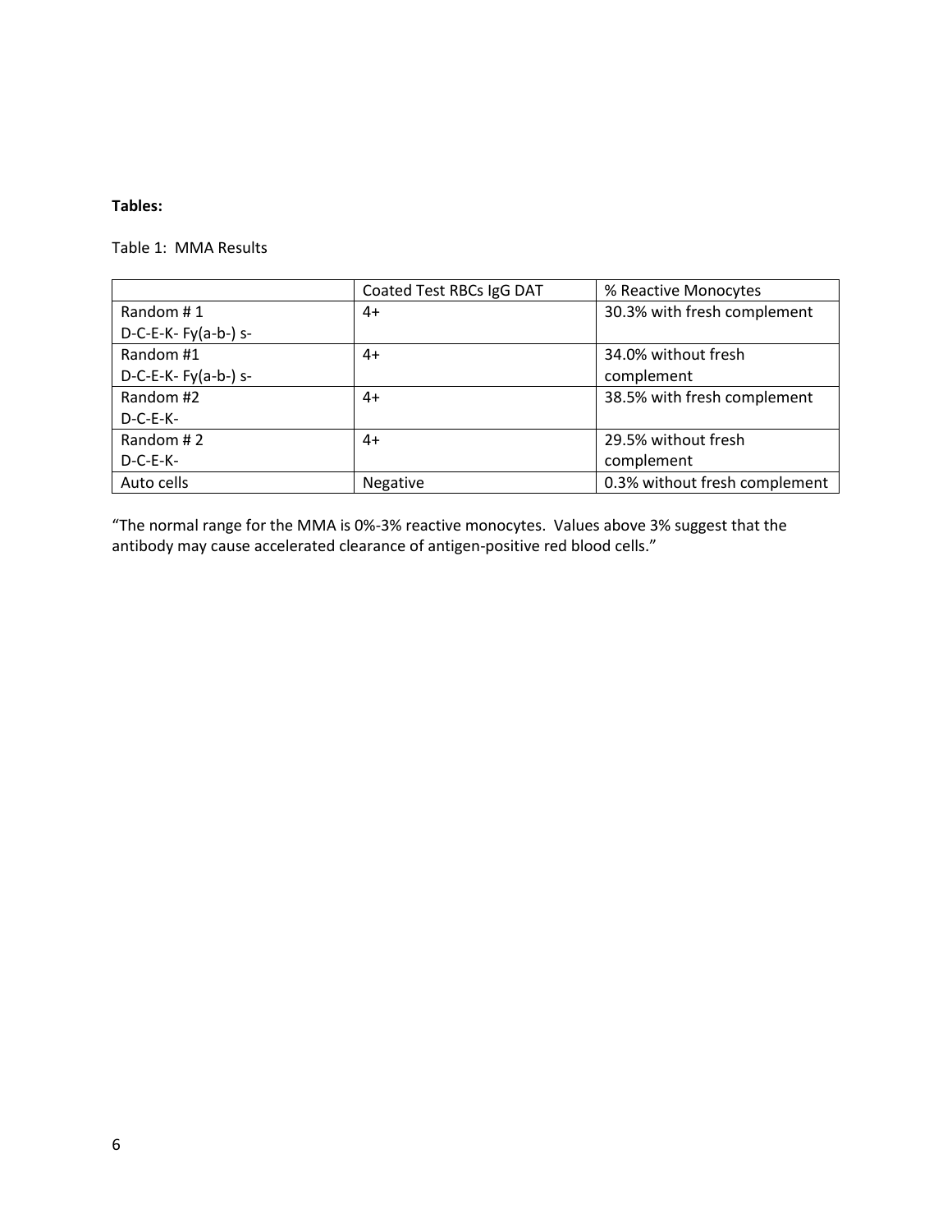**Tables:**

Table 1: MMA Results

| | Coated Test RBCs IgG DAT | % Reactive Monocytes |
|---|---|---|
| Random # 1<br>D-C-E-K- Fy(a-b-) s- | 4+ | 30.3% with fresh complement |
| Random #1<br>D-C-E-K- Fy(a-b-) s- | 4+ | 34.0% without fresh complement |
| Random #2<br>D-C-E-K- | 4+ | 38.5% with fresh complement |
| Random # 2<br>D-C-E-K- | 4+ | 29.5% without fresh complement |
| Auto cells | Negative | 0.3% without fresh complement |

"The normal range for the MMA is 0%-3% reactive monocytes. Values above 3% suggest that the antibody may cause accelerated clearance of antigen-positive red blood cells."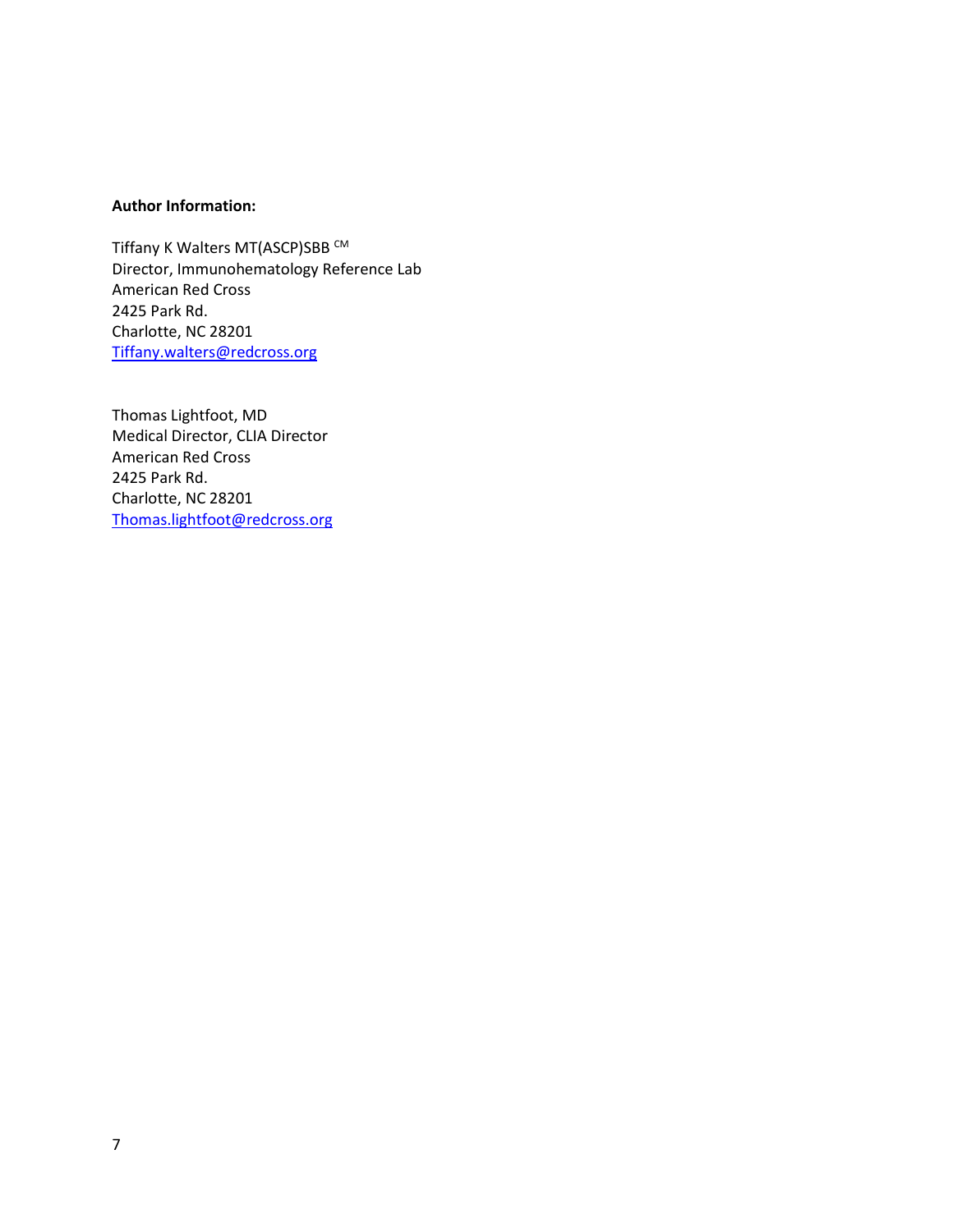**Author Information:**

Tiffany K Walters MT(ASCP)SBB [CM]  
Director, Immunohematology Reference Lab  
American Red Cross  
2425 Park Rd.  
Charlotte, NC 28201  
Tiffany.walters@redcross.org

Thomas Lightfoot, MD  
Medical Director, CLIA Director  
American Red Cross  
2425 Park Rd.  
Charlotte, NC 28201  
Thomas.lightfoot@redcross.org